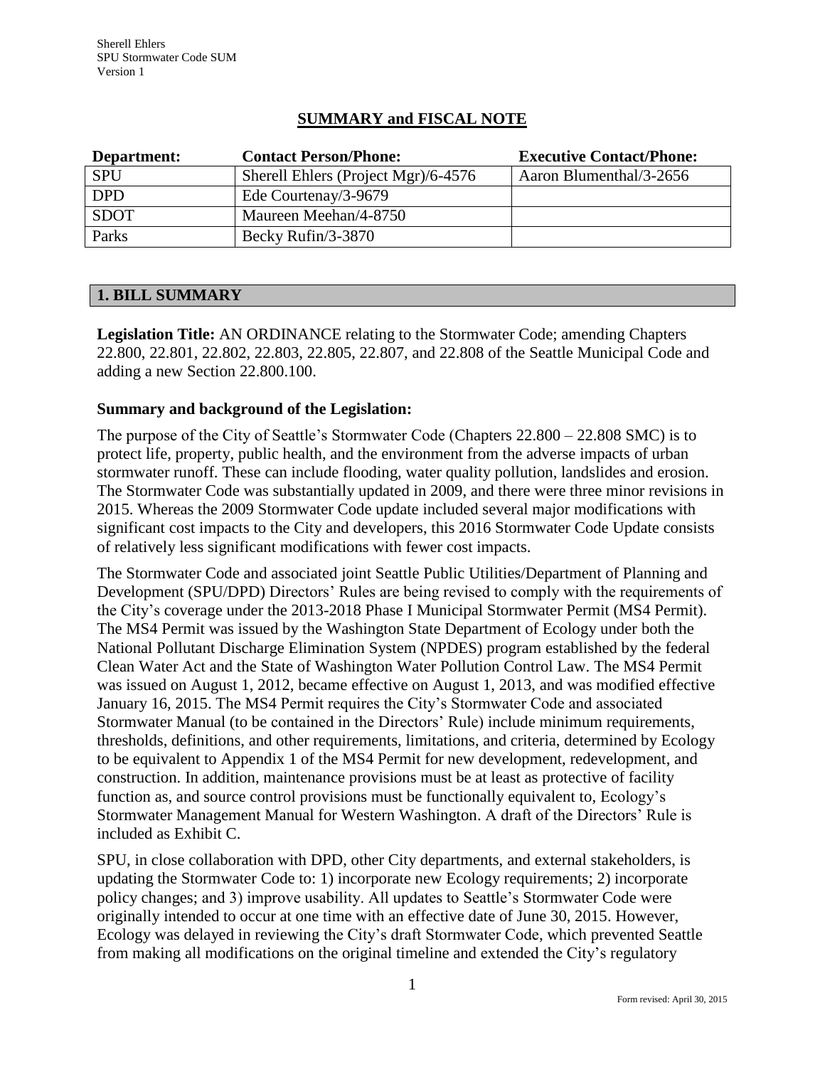## SUMMARY and FISCAL NOTE

| Department: | Contact Person/Phone: | Executive Contact/Phone: |
| --- | --- | --- |
| SPU | Sherell Ehlers (Project Mgr)/6-4576 | Aaron Blumenthal/3-2656 |
| DPD | Ede Courtenay/3-9679 | |
| SDOT | Maureen Meehan/4-8750 | |
| Parks | Becky Rufin/3-3870 | |

## 1. BILL SUMMARY

**Legislation Title:** AN ORDINANCE relating to the Stormwater Code; amending Chapters 22.800, 22.801, 22.802, 22.803, 22.805, 22.807, and 22.808 of the Seattle Municipal Code and adding a new Section 22.800.100.

### Summary and background of the Legislation:

The purpose of the City of Seattle's Stormwater Code (Chapters 22.800 – 22.808 SMC) is to protect life, property, public health, and the environment from the adverse impacts of urban stormwater runoff. These can include flooding, water quality pollution, landslides and erosion. The Stormwater Code was substantially updated in 2009, and there were three minor revisions in 2015. Whereas the 2009 Stormwater Code update included several major modifications with significant cost impacts to the City and developers, this 2016 Stormwater Code Update consists of relatively less significant modifications with fewer cost impacts.

The Stormwater Code and associated joint Seattle Public Utilities/Department of Planning and Development (SPU/DPD) Directors' Rules are being revised to comply with the requirements of the City's coverage under the 2013-2018 Phase I Municipal Stormwater Permit (MS4 Permit). The MS4 Permit was issued by the Washington State Department of Ecology under both the National Pollutant Discharge Elimination System (NPDES) program established by the federal Clean Water Act and the State of Washington Water Pollution Control Law. The MS4 Permit was issued on August 1, 2012, became effective on August 1, 2013, and was modified effective January 16, 2015. The MS4 Permit requires the City's Stormwater Code and associated Stormwater Manual (to be contained in the Directors' Rule) include minimum requirements, thresholds, definitions, and other requirements, limitations, and criteria, determined by Ecology to be equivalent to Appendix 1 of the MS4 Permit for new development, redevelopment, and construction. In addition, maintenance provisions must be at least as protective of facility function as, and source control provisions must be functionally equivalent to, Ecology's Stormwater Management Manual for Western Washington. A draft of the Directors' Rule is included as Exhibit C.

SPU, in close collaboration with DPD, other City departments, and external stakeholders, is updating the Stormwater Code to: 1) incorporate new Ecology requirements; 2) incorporate policy changes; and 3) improve usability. All updates to Seattle's Stormwater Code were originally intended to occur at one time with an effective date of June 30, 2015. However, Ecology was delayed in reviewing the City's draft Stormwater Code, which prevented Seattle from making all modifications on the original timeline and extended the City's regulatory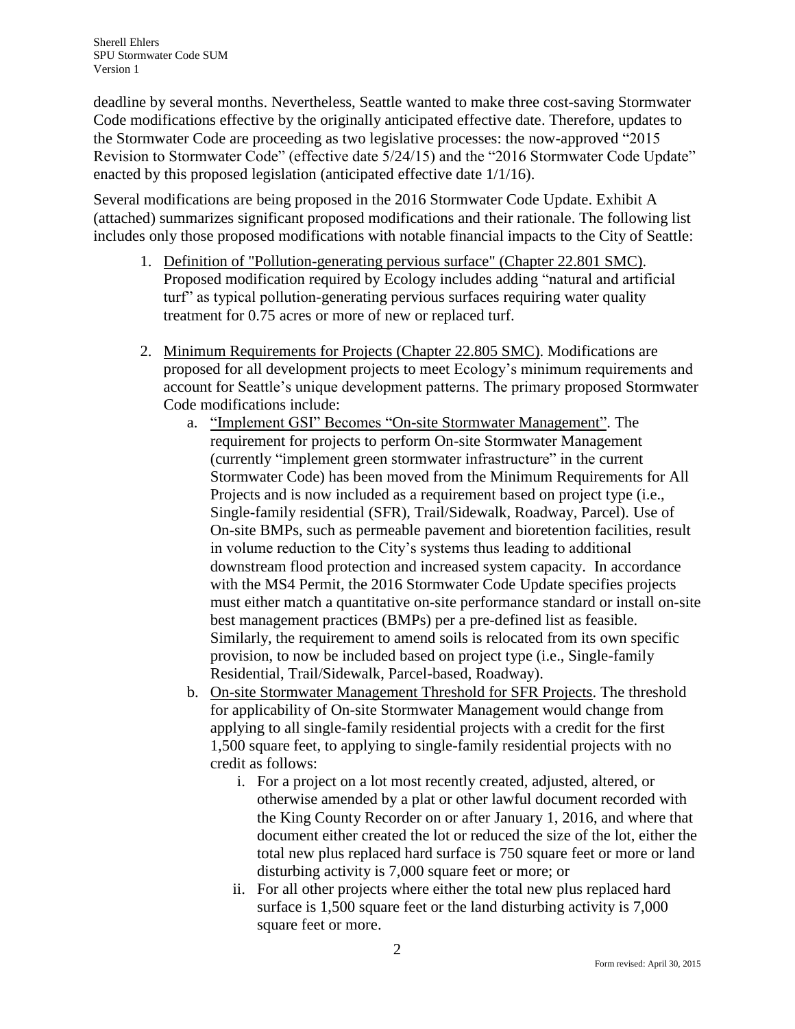deadline by several months. Nevertheless, Seattle wanted to make three cost-saving Stormwater Code modifications effective by the originally anticipated effective date. Therefore, updates to the Stormwater Code are proceeding as two legislative processes: the now-approved "2015 Revision to Stormwater Code" (effective date 5/24/15) and the "2016 Stormwater Code Update" enacted by this proposed legislation (anticipated effective date 1/1/16).

Several modifications are being proposed in the 2016 Stormwater Code Update. Exhibit A (attached) summarizes significant proposed modifications and their rationale. The following list includes only those proposed modifications with notable financial impacts to the City of Seattle:

1. <u>Definition of "Pollution-generating pervious surface" (Chapter 22.801 SMC)</u>. Proposed modification required by Ecology includes adding "natural and artificial turf" as typical pollution-generating pervious surfaces requiring water quality treatment for 0.75 acres or more of new or replaced turf.

2. <u>Minimum Requirements for Projects (Chapter 22.805 SMC)</u>. Modifications are proposed for all development projects to meet Ecology's minimum requirements and account for Seattle's unique development patterns. The primary proposed Stormwater Code modifications include:
   a. <u>"Implement GSI" Becomes "On-site Stormwater Management"</u>. The requirement for projects to perform On-site Stormwater Management (currently "implement green stormwater infrastructure" in the current Stormwater Code) has been moved from the Minimum Requirements for All Projects and is now included as a requirement based on project type (i.e., Single-family residential (SFR), Trail/Sidewalk, Roadway, Parcel). Use of On-site BMPs, such as permeable pavement and bioretention facilities, result in volume reduction to the City's systems thus leading to additional downstream flood protection and increased system capacity. In accordance with the MS4 Permit, the 2016 Stormwater Code Update specifies projects must either match a quantitative on-site performance standard or install on-site best management practices (BMPs) per a pre-defined list as feasible. Similarly, the requirement to amend soils is relocated from its own specific provision, to now be included based on project type (i.e., Single-family Residential, Trail/Sidewalk, Parcel-based, Roadway).
   b. <u>On-site Stormwater Management Threshold for SFR Projects</u>. The threshold for applicability of On-site Stormwater Management would change from applying to all single-family residential projects with a credit for the first 1,500 square feet, to applying to single-family residential projects with no credit as follows:
      i. For a project on a lot most recently created, adjusted, altered, or otherwise amended by a plat or other lawful document recorded with the King County Recorder on or after January 1, 2016, and where that document either created the lot or reduced the size of the lot, either the total new plus replaced hard surface is 750 square feet or more or land disturbing activity is 7,000 square feet or more; or
      ii. For all other projects where either the total new plus replaced hard surface is 1,500 square feet or the land disturbing activity is 7,000 square feet or more.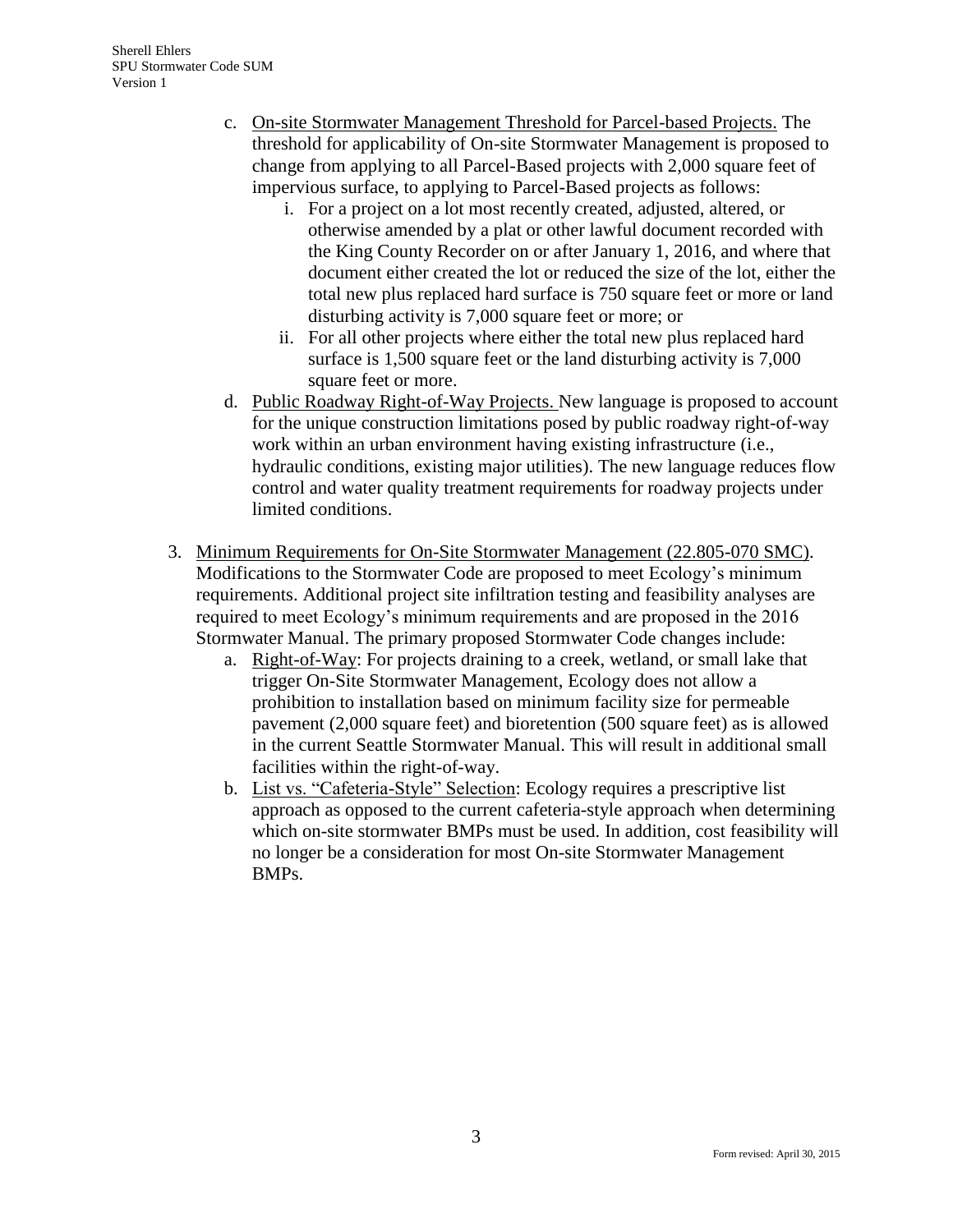c. <u>On-site Stormwater Management Threshold for Parcel-based Projects.</u> The threshold for applicability of On-site Stormwater Management is proposed to change from applying to all Parcel-Based projects with 2,000 square feet of impervious surface, to applying to Parcel-Based projects as follows:
    i. For a project on a lot most recently created, adjusted, altered, or otherwise amended by a plat or other lawful document recorded with the King County Recorder on or after January 1, 2016, and where that document either created the lot or reduced the size of the lot, either the total new plus replaced hard surface is 750 square feet or more or land disturbing activity is 7,000 square feet or more; or
    ii. For all other projects where either the total new plus replaced hard surface is 1,500 square feet or the land disturbing activity is 7,000 square feet or more.

d. <u>Public Roadway Right-of-Way Projects.</u> New language is proposed to account for the unique construction limitations posed by public roadway right-of-way work within an urban environment having existing infrastructure (i.e., hydraulic conditions, existing major utilities). The new language reduces flow control and water quality treatment requirements for roadway projects under limited conditions.

3. <u>Minimum Requirements for On-Site Stormwater Management (22.805-070 SMC)</u>. Modifications to the Stormwater Code are proposed to meet Ecology's minimum requirements. Additional project site infiltration testing and feasibility analyses are required to meet Ecology's minimum requirements and are proposed in the 2016 Stormwater Manual. The primary proposed Stormwater Code changes include:
    a. <u>Right-of-Way</u>: For projects draining to a creek, wetland, or small lake that trigger On-Site Stormwater Management, Ecology does not allow a prohibition to installation based on minimum facility size for permeable pavement (2,000 square feet) and bioretention (500 square feet) as is allowed in the current Seattle Stormwater Manual. This will result in additional small facilities within the right-of-way.
    b. <u>List vs. "Cafeteria-Style" Selection</u>: Ecology requires a prescriptive list approach as opposed to the current cafeteria-style approach when determining which on-site stormwater BMPs must be used. In addition, cost feasibility will no longer be a consideration for most On-site Stormwater Management BMPs.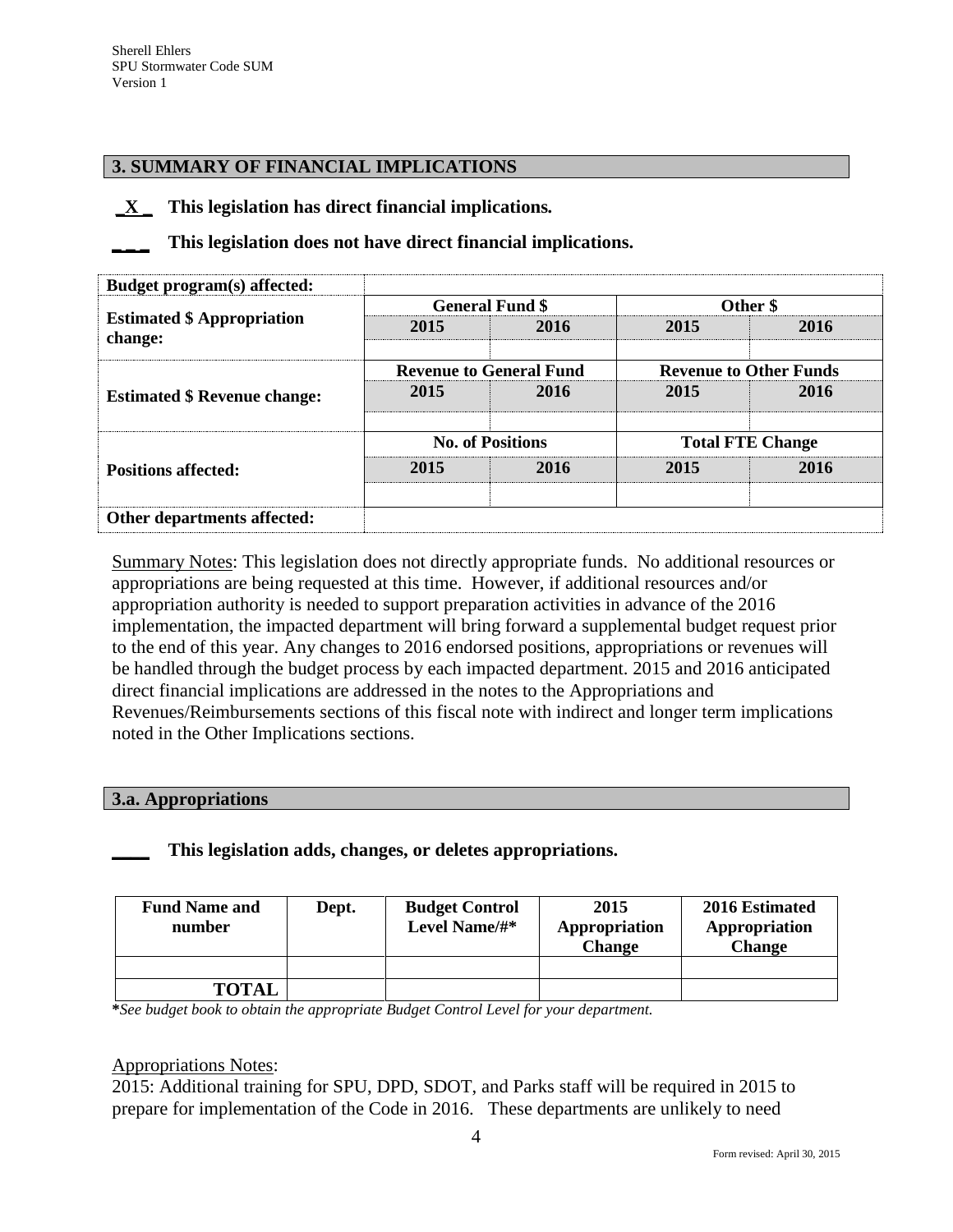## 3. SUMMARY OF FINANCIAL IMPLICATIONS

**\_X\_ This legislation has direct financial implications.**

**\_\_\_ This legislation does not have direct financial implications.**

| **Budget program(s) affected:** | | | | |
|---|---|---|---|---|
| **Estimated $ Appropriation change:** | **General Fund $** | | **Other $** | |
| | **2015** | **2016** | **2015** | **2016** |
| | | | | |
| **Estimated $ Revenue change:** | **Revenue to General Fund** | | **Revenue to Other Funds** | |
| | **2015** | **2016** | **2015** | **2016** |
| | | | | |
| **Positions affected:** | **No. of Positions** | | **Total FTE Change** | |
| | **2015** | **2016** | **2015** | **2016** |
| | | | | |
| **Other departments affected:** | | | | |

Summary Notes: This legislation does not directly appropriate funds. No additional resources or appropriations are being requested at this time. However, if additional resources and/or appropriation authority is needed to support preparation activities in advance of the 2016 implementation, the impacted department will bring forward a supplemental budget request prior to the end of this year. Any changes to 2016 endorsed positions, appropriations or revenues will be handled through the budget process by each impacted department. 2015 and 2016 anticipated direct financial implications are addressed in the notes to the Appropriations and Revenues/Reimbursements sections of this fiscal note with indirect and longer term implications noted in the Other Implications sections.

### 3.a. Appropriations

**\_\_\_\_ This legislation adds, changes, or deletes appropriations.**

| Fund Name and number | Dept. | Budget Control Level Name/#* | 2015 Appropriation Change | 2016 Estimated Appropriation Change |
|---|---|---|---|---|
| | | | | |
| **TOTAL** | | | | |

***See budget book to obtain the appropriate Budget Control Level for your department.***

Appropriations Notes:
2015: Additional training for SPU, DPD, SDOT, and Parks staff will be required in 2015 to prepare for implementation of the Code in 2016. These departments are unlikely to need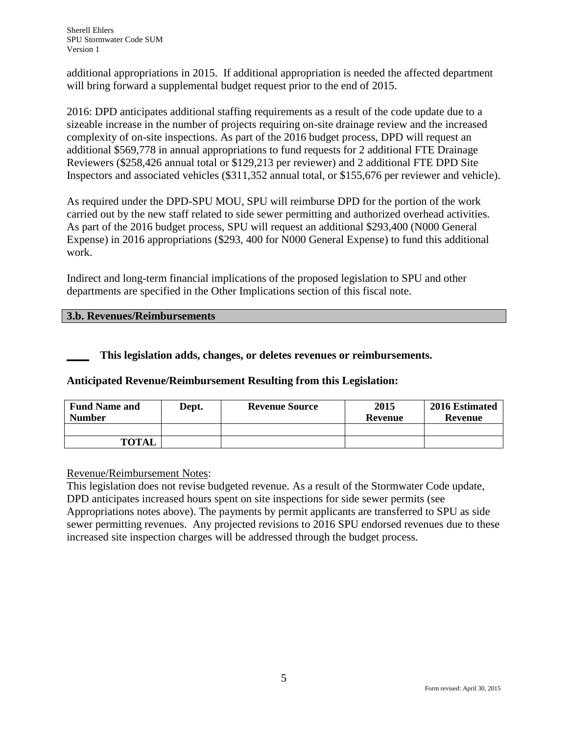additional appropriations in 2015. If additional appropriation is needed the affected department will bring forward a supplemental budget request prior to the end of 2015.

2016: DPD anticipates additional staffing requirements as a result of the code update due to a sizeable increase in the number of projects requiring on-site drainage review and the increased complexity of on-site inspections. As part of the 2016 budget process, DPD will request an additional $569,778 in annual appropriations to fund requests for 2 additional FTE Drainage Reviewers ($258,426 annual total or $129,213 per reviewer) and 2 additional FTE DPD Site Inspectors and associated vehicles ($311,352 annual total, or $155,676 per reviewer and vehicle).

As required under the DPD-SPU MOU, SPU will reimburse DPD for the portion of the work carried out by the new staff related to side sewer permitting and authorized overhead activities. As part of the 2016 budget process, SPU will request an additional $293,400 (N000 General Expense) in 2016 appropriations ($293, 400 for N000 General Expense) to fund this additional work.

Indirect and long-term financial implications of the proposed legislation to SPU and other departments are specified in the Other Implications section of this fiscal note.

## 3.b. Revenues/Reimbursements

**____ This legislation adds, changes, or deletes revenues or reimbursements.**

**Anticipated Revenue/Reimbursement Resulting from this Legislation:**

| Fund Name and Number | Dept. | Revenue Source | 2015 Revenue | 2016 Estimated Revenue |
|---|---|---|---|---|
| | | | | |
| TOTAL | | | | |

Revenue/Reimbursement Notes:

This legislation does not revise budgeted revenue. As a result of the Stormwater Code update, DPD anticipates increased hours spent on site inspections for side sewer permits (see Appropriations notes above). The payments by permit applicants are transferred to SPU as side sewer permitting revenues. Any projected revisions to 2016 SPU endorsed revenues due to these increased site inspection charges will be addressed through the budget process.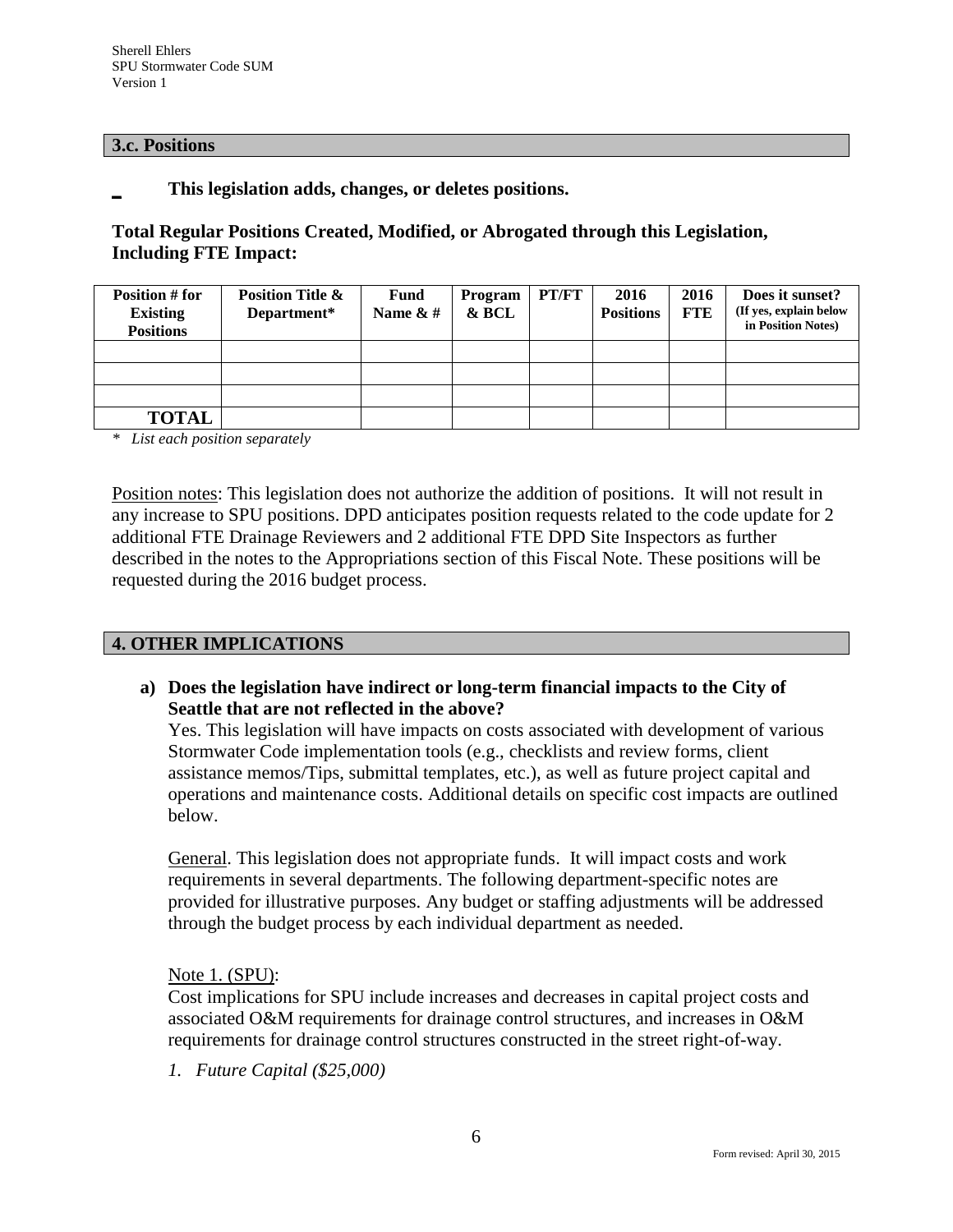### 3.c. Positions

_ **This legislation adds, changes, or deletes positions.**

**Total Regular Positions Created, Modified, or Abrogated through this Legislation, Including FTE Impact:**

| Position # for Existing Positions | Position Title & Department* | Fund Name & # | Program & BCL | PT/FT | 2016 Positions | 2016 FTE | Does it sunset? (If yes, explain below in Position Notes) |
|---|---|---|---|---|---|---|---|
| | | | | | | | |
| | | | | | | | |
| | | | | | | | |
| **TOTAL** | | | | | | | |

\* *List each position separately*

Position notes: This legislation does not authorize the addition of positions. It will not result in any increase to SPU positions. DPD anticipates position requests related to the code update for 2 additional FTE Drainage Reviewers and 2 additional FTE DPD Site Inspectors as further described in the notes to the Appropriations section of this Fiscal Note. These positions will be requested during the 2016 budget process.

### 4. OTHER IMPLICATIONS

**a) Does the legislation have indirect or long-term financial impacts to the City of Seattle that are not reflected in the above?**

Yes. This legislation will have impacts on costs associated with development of various Stormwater Code implementation tools (e.g., checklists and review forms, client assistance memos/Tips, submittal templates, etc.), as well as future project capital and operations and maintenance costs. Additional details on specific cost impacts are outlined below.

General. This legislation does not appropriate funds. It will impact costs and work requirements in several departments. The following department-specific notes are provided for illustrative purposes. Any budget or staffing adjustments will be addressed through the budget process by each individual department as needed.

Note 1. (SPU):

Cost implications for SPU include increases and decreases in capital project costs and associated O&M requirements for drainage control structures, and increases in O&M requirements for drainage control structures constructed in the street right-of-way.

1. *Future Capital ($25,000)*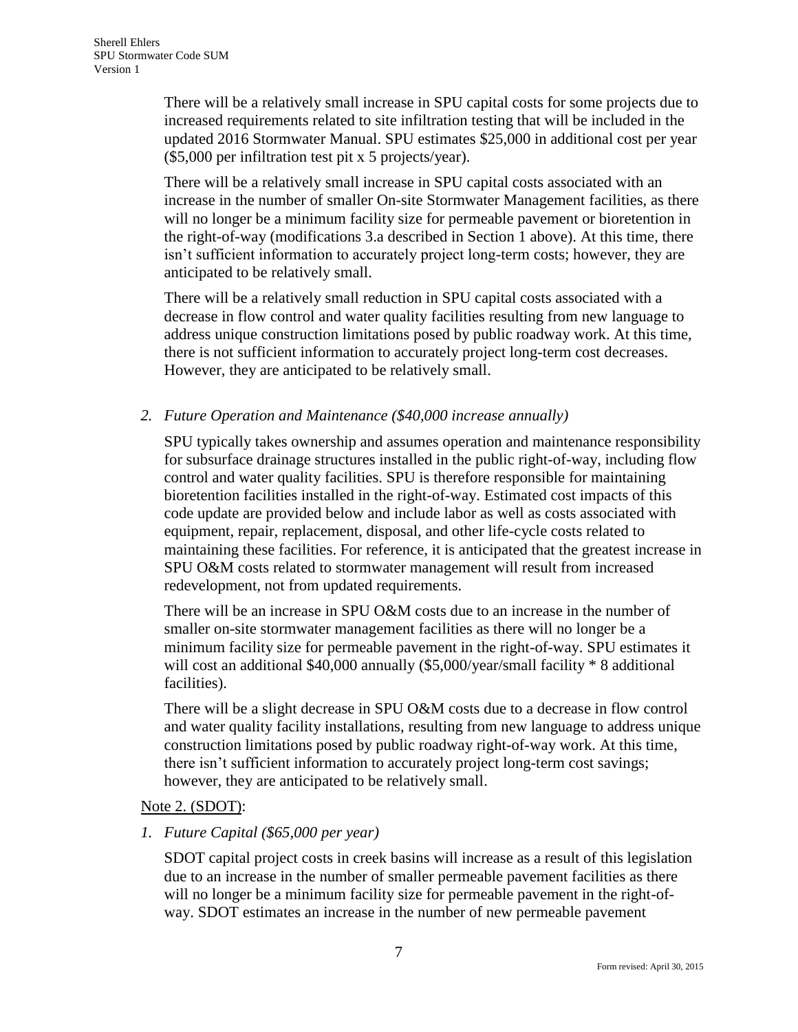There will be a relatively small increase in SPU capital costs for some projects due to increased requirements related to site infiltration testing that will be included in the updated 2016 Stormwater Manual. SPU estimates $25,000 in additional cost per year ($5,000 per infiltration test pit x 5 projects/year).

There will be a relatively small increase in SPU capital costs associated with an increase in the number of smaller On-site Stormwater Management facilities, as there will no longer be a minimum facility size for permeable pavement or bioretention in the right-of-way (modifications 3.a described in Section 1 above). At this time, there isn't sufficient information to accurately project long-term costs; however, they are anticipated to be relatively small.

There will be a relatively small reduction in SPU capital costs associated with a decrease in flow control and water quality facilities resulting from new language to address unique construction limitations posed by public roadway work. At this time, there is not sufficient information to accurately project long-term cost decreases. However, they are anticipated to be relatively small.

2. *Future Operation and Maintenance ($40,000 increase annually)*

   SPU typically takes ownership and assumes operation and maintenance responsibility for subsurface drainage structures installed in the public right-of-way, including flow control and water quality facilities. SPU is therefore responsible for maintaining bioretention facilities installed in the right-of-way. Estimated cost impacts of this code update are provided below and include labor as well as costs associated with equipment, repair, replacement, disposal, and other life-cycle costs related to maintaining these facilities. For reference, it is anticipated that the greatest increase in SPU O&M costs related to stormwater management will result from increased redevelopment, not from updated requirements.

   There will be an increase in SPU O&M costs due to an increase in the number of smaller on-site stormwater management facilities as there will no longer be a minimum facility size for permeable pavement in the right-of-way. SPU estimates it will cost an additional $40,000 annually ($5,000/year/small facility * 8 additional facilities).

   There will be a slight decrease in SPU O&M costs due to a decrease in flow control and water quality facility installations, resulting from new language to address unique construction limitations posed by public roadway right-of-way work. At this time, there isn't sufficient information to accurately project long-term cost savings; however, they are anticipated to be relatively small.

<u>Note 2. (SDOT)</u>:

1. *Future Capital ($65,000 per year)*

   SDOT capital project costs in creek basins will increase as a result of this legislation due to an increase in the number of smaller permeable pavement facilities as there will no longer be a minimum facility size for permeable pavement in the right-of-way. SDOT estimates an increase in the number of new permeable pavement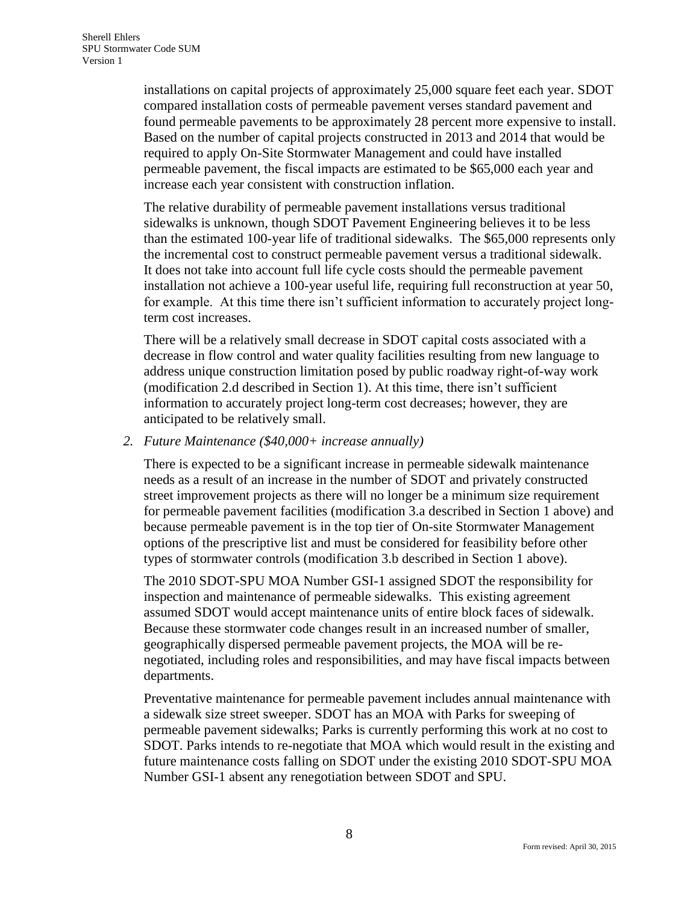installations on capital projects of approximately 25,000 square feet each year. SDOT compared installation costs of permeable pavement verses standard pavement and found permeable pavements to be approximately 28 percent more expensive to install. Based on the number of capital projects constructed in 2013 and 2014 that would be required to apply On-Site Stormwater Management and could have installed permeable pavement, the fiscal impacts are estimated to be $65,000 each year and increase each year consistent with construction inflation.

The relative durability of permeable pavement installations versus traditional sidewalks is unknown, though SDOT Pavement Engineering believes it to be less than the estimated 100-year life of traditional sidewalks. The $65,000 represents only the incremental cost to construct permeable pavement versus a traditional sidewalk. It does not take into account full life cycle costs should the permeable pavement installation not achieve a 100-year useful life, requiring full reconstruction at year 50, for example. At this time there isn't sufficient information to accurately project long-term cost increases.

There will be a relatively small decrease in SDOT capital costs associated with a decrease in flow control and water quality facilities resulting from new language to address unique construction limitation posed by public roadway right-of-way work (modification 2.d described in Section 1). At this time, there isn't sufficient information to accurately project long-term cost decreases; however, they are anticipated to be relatively small.

2. *Future Maintenance ($40,000+ increase annually)*

There is expected to be a significant increase in permeable sidewalk maintenance needs as a result of an increase in the number of SDOT and privately constructed street improvement projects as there will no longer be a minimum size requirement for permeable pavement facilities (modification 3.a described in Section 1 above) and because permeable pavement is in the top tier of On-site Stormwater Management options of the prescriptive list and must be considered for feasibility before other types of stormwater controls (modification 3.b described in Section 1 above).

The 2010 SDOT-SPU MOA Number GSI-1 assigned SDOT the responsibility for inspection and maintenance of permeable sidewalks. This existing agreement assumed SDOT would accept maintenance units of entire block faces of sidewalk. Because these stormwater code changes result in an increased number of smaller, geographically dispersed permeable pavement projects, the MOA will be re-negotiated, including roles and responsibilities, and may have fiscal impacts between departments.

Preventative maintenance for permeable pavement includes annual maintenance with a sidewalk size street sweeper. SDOT has an MOA with Parks for sweeping of permeable pavement sidewalks; Parks is currently performing this work at no cost to SDOT. Parks intends to re-negotiate that MOA which would result in the existing and future maintenance costs falling on SDOT under the existing 2010 SDOT-SPU MOA Number GSI-1 absent any renegotiation between SDOT and SPU.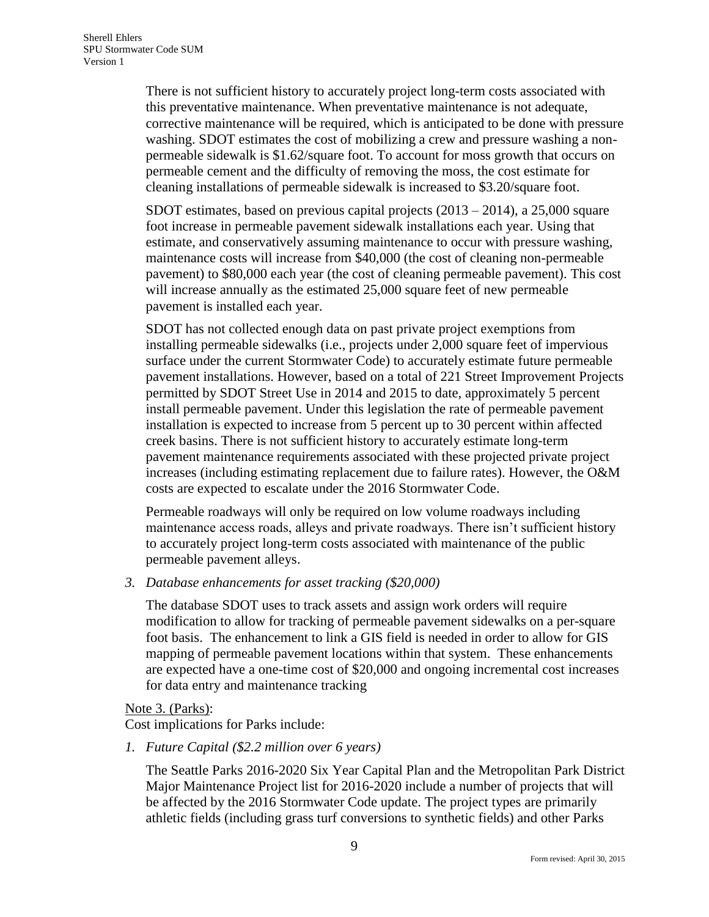There is not sufficient history to accurately project long-term costs associated with this preventative maintenance. When preventative maintenance is not adequate, corrective maintenance will be required, which is anticipated to be done with pressure washing. SDOT estimates the cost of mobilizing a crew and pressure washing a non-permeable sidewalk is $1.62/square foot. To account for moss growth that occurs on permeable cement and the difficulty of removing the moss, the cost estimate for cleaning installations of permeable sidewalk is increased to $3.20/square foot.

SDOT estimates, based on previous capital projects (2013 – 2014), a 25,000 square foot increase in permeable pavement sidewalk installations each year. Using that estimate, and conservatively assuming maintenance to occur with pressure washing, maintenance costs will increase from $40,000 (the cost of cleaning non-permeable pavement) to $80,000 each year (the cost of cleaning permeable pavement). This cost will increase annually as the estimated 25,000 square feet of new permeable pavement is installed each year.

SDOT has not collected enough data on past private project exemptions from installing permeable sidewalks (i.e., projects under 2,000 square feet of impervious surface under the current Stormwater Code) to accurately estimate future permeable pavement installations. However, based on a total of 221 Street Improvement Projects permitted by SDOT Street Use in 2014 and 2015 to date, approximately 5 percent install permeable pavement. Under this legislation the rate of permeable pavement installation is expected to increase from 5 percent up to 30 percent within affected creek basins. There is not sufficient history to accurately estimate long-term pavement maintenance requirements associated with these projected private project increases (including estimating replacement due to failure rates). However, the O&M costs are expected to escalate under the 2016 Stormwater Code.

Permeable roadways will only be required on low volume roadways including maintenance access roads, alleys and private roadways. There isn't sufficient history to accurately project long-term costs associated with maintenance of the public permeable pavement alleys.

3. *Database enhancements for asset tracking ($20,000)*

   The database SDOT uses to track assets and assign work orders will require modification to allow for tracking of permeable pavement sidewalks on a per-square foot basis. The enhancement to link a GIS field is needed in order to allow for GIS mapping of permeable pavement locations within that system. These enhancements are expected have a one-time cost of $20,000 and ongoing incremental cost increases for data entry and maintenance tracking

<u>Note 3. (Parks)</u>:
Cost implications for Parks include:

1. *Future Capital ($2.2 million over 6 years)*

   The Seattle Parks 2016-2020 Six Year Capital Plan and the Metropolitan Park District Major Maintenance Project list for 2016-2020 include a number of projects that will be affected by the 2016 Stormwater Code update. The project types are primarily athletic fields (including grass turf conversions to synthetic fields) and other Parks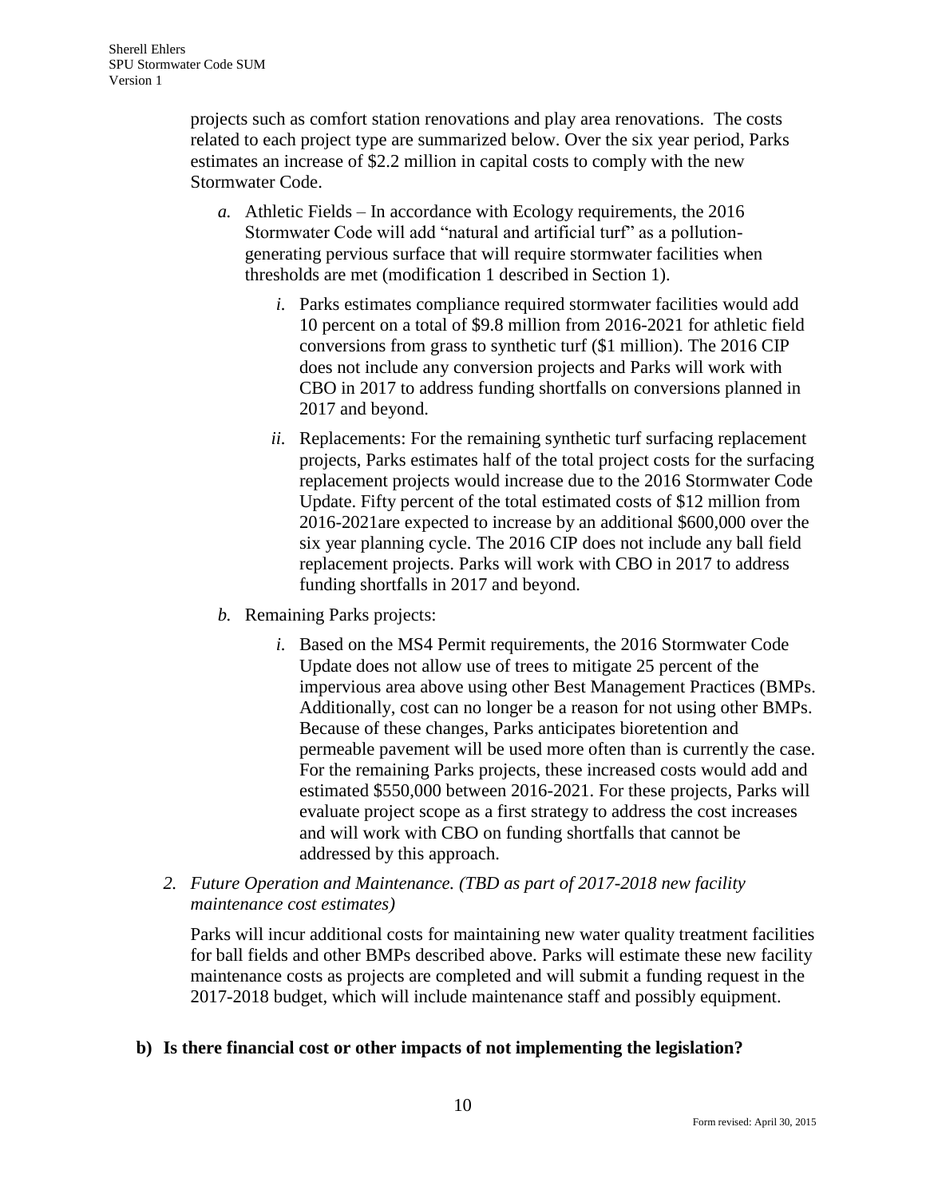projects such as comfort station renovations and play area renovations. The costs related to each project type are summarized below. Over the six year period, Parks estimates an increase of $2.2 million in capital costs to comply with the new Stormwater Code.

*a.* Athletic Fields – In accordance with Ecology requirements, the 2016 Stormwater Code will add "natural and artificial turf" as a pollution-generating pervious surface that will require stormwater facilities when thresholds are met (modification 1 described in Section 1).

*i.* Parks estimates compliance required stormwater facilities would add 10 percent on a total of $9.8 million from 2016-2021 for athletic field conversions from grass to synthetic turf ($1 million). The 2016 CIP does not include any conversion projects and Parks will work with CBO in 2017 to address funding shortfalls on conversions planned in 2017 and beyond.

*ii.* Replacements: For the remaining synthetic turf surfacing replacement projects, Parks estimates half of the total project costs for the surfacing replacement projects would increase due to the 2016 Stormwater Code Update. Fifty percent of the total estimated costs of $12 million from 2016-2021are expected to increase by an additional $600,000 over the six year planning cycle. The 2016 CIP does not include any ball field replacement projects. Parks will work with CBO in 2017 to address funding shortfalls in 2017 and beyond.

*b.* Remaining Parks projects:

*i.* Based on the MS4 Permit requirements, the 2016 Stormwater Code Update does not allow use of trees to mitigate 25 percent of the impervious area above using other Best Management Practices (BMPs. Additionally, cost can no longer be a reason for not using other BMPs. Because of these changes, Parks anticipates bioretention and permeable pavement will be used more often than is currently the case. For the remaining Parks projects, these increased costs would add and estimated $550,000 between 2016-2021. For these projects, Parks will evaluate project scope as a first strategy to address the cost increases and will work with CBO on funding shortfalls that cannot be addressed by this approach.

*2. Future Operation and Maintenance. (TBD as part of 2017-2018 new facility maintenance cost estimates)*

Parks will incur additional costs for maintaining new water quality treatment facilities for ball fields and other BMPs described above. Parks will estimate these new facility maintenance costs as projects are completed and will submit a funding request in the 2017-2018 budget, which will include maintenance staff and possibly equipment.

**b) Is there financial cost or other impacts of not implementing the legislation?**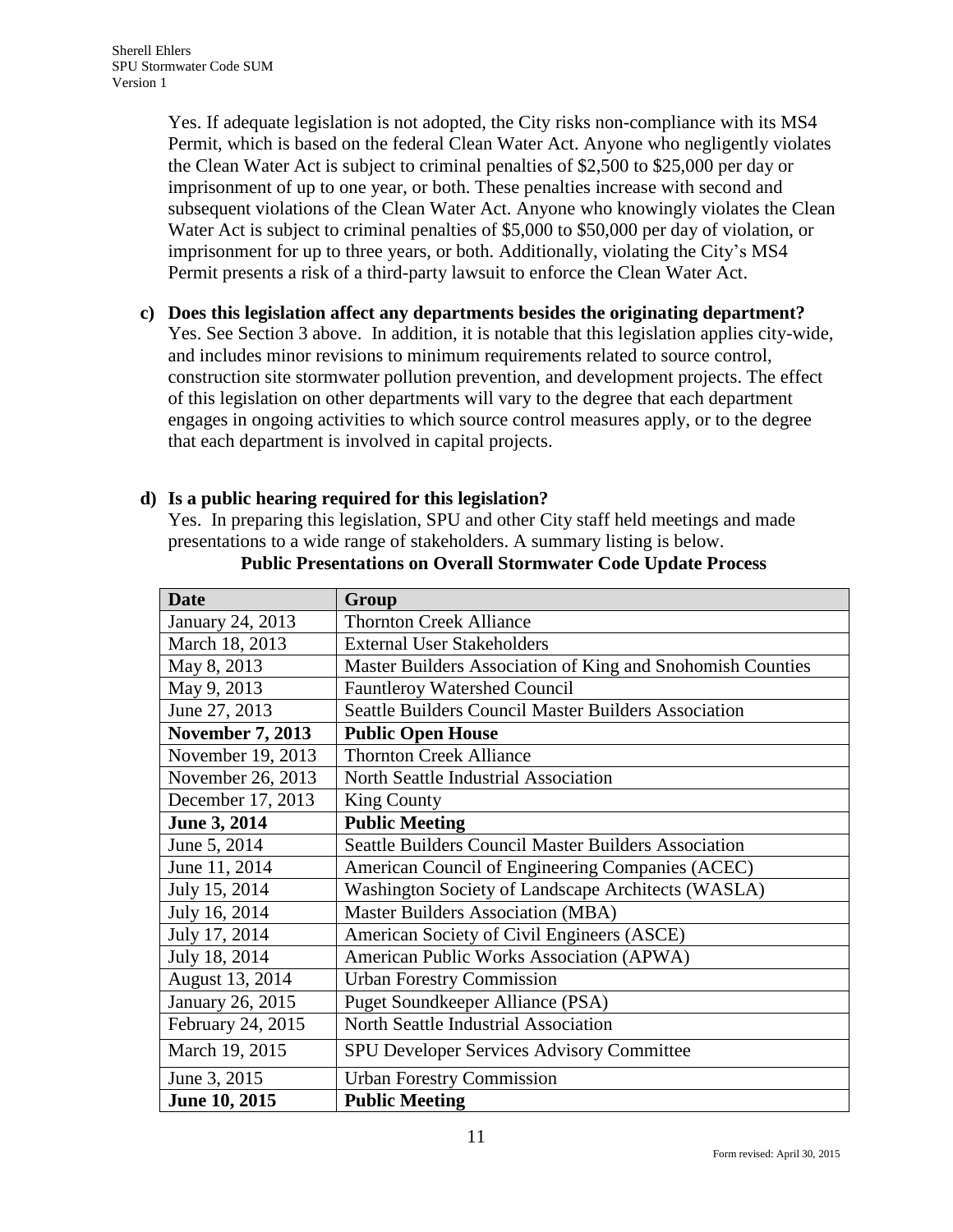Yes. If adequate legislation is not adopted, the City risks non-compliance with its MS4 Permit, which is based on the federal Clean Water Act. Anyone who negligently violates the Clean Water Act is subject to criminal penalties of $2,500 to $25,000 per day or imprisonment of up to one year, or both. These penalties increase with second and subsequent violations of the Clean Water Act. Anyone who knowingly violates the Clean Water Act is subject to criminal penalties of $5,000 to $50,000 per day of violation, or imprisonment for up to three years, or both. Additionally, violating the City's MS4 Permit presents a risk of a third-party lawsuit to enforce the Clean Water Act.

**c) Does this legislation affect any departments besides the originating department?**

Yes. See Section 3 above. In addition, it is notable that this legislation applies city-wide, and includes minor revisions to minimum requirements related to source control, construction site stormwater pollution prevention, and development projects. The effect of this legislation on other departments will vary to the degree that each department engages in ongoing activities to which source control measures apply, or to the degree that each department is involved in capital projects.

**d) Is a public hearing required for this legislation?**

Yes. In preparing this legislation, SPU and other City staff held meetings and made presentations to a wide range of stakeholders. A summary listing is below.

**Public Presentations on Overall Stormwater Code Update Process**

| Date | Group |
|---|---|
| January 24, 2013 | Thornton Creek Alliance |
| March 18, 2013 | External User Stakeholders |
| May 8, 2013 | Master Builders Association of King and Snohomish Counties |
| May 9, 2013 | Fauntleroy Watershed Council |
| June 27, 2013 | Seattle Builders Council Master Builders Association |
| **November 7, 2013** | **Public Open House** |
| November 19, 2013 | Thornton Creek Alliance |
| November 26, 2013 | North Seattle Industrial Association |
| December 17, 2013 | King County |
| **June 3, 2014** | **Public Meeting** |
| June 5, 2014 | Seattle Builders Council Master Builders Association |
| June 11, 2014 | American Council of Engineering Companies (ACEC) |
| July 15, 2014 | Washington Society of Landscape Architects (WASLA) |
| July 16, 2014 | Master Builders Association (MBA) |
| July 17, 2014 | American Society of Civil Engineers (ASCE) |
| July 18, 2014 | American Public Works Association (APWA) |
| August 13, 2014 | Urban Forestry Commission |
| January 26, 2015 | Puget Soundkeeper Alliance (PSA) |
| February 24, 2015 | North Seattle Industrial Association |
| March 19, 2015 | SPU Developer Services Advisory Committee |
| June 3, 2015 | Urban Forestry Commission |
| **June 10, 2015** | **Public Meeting** |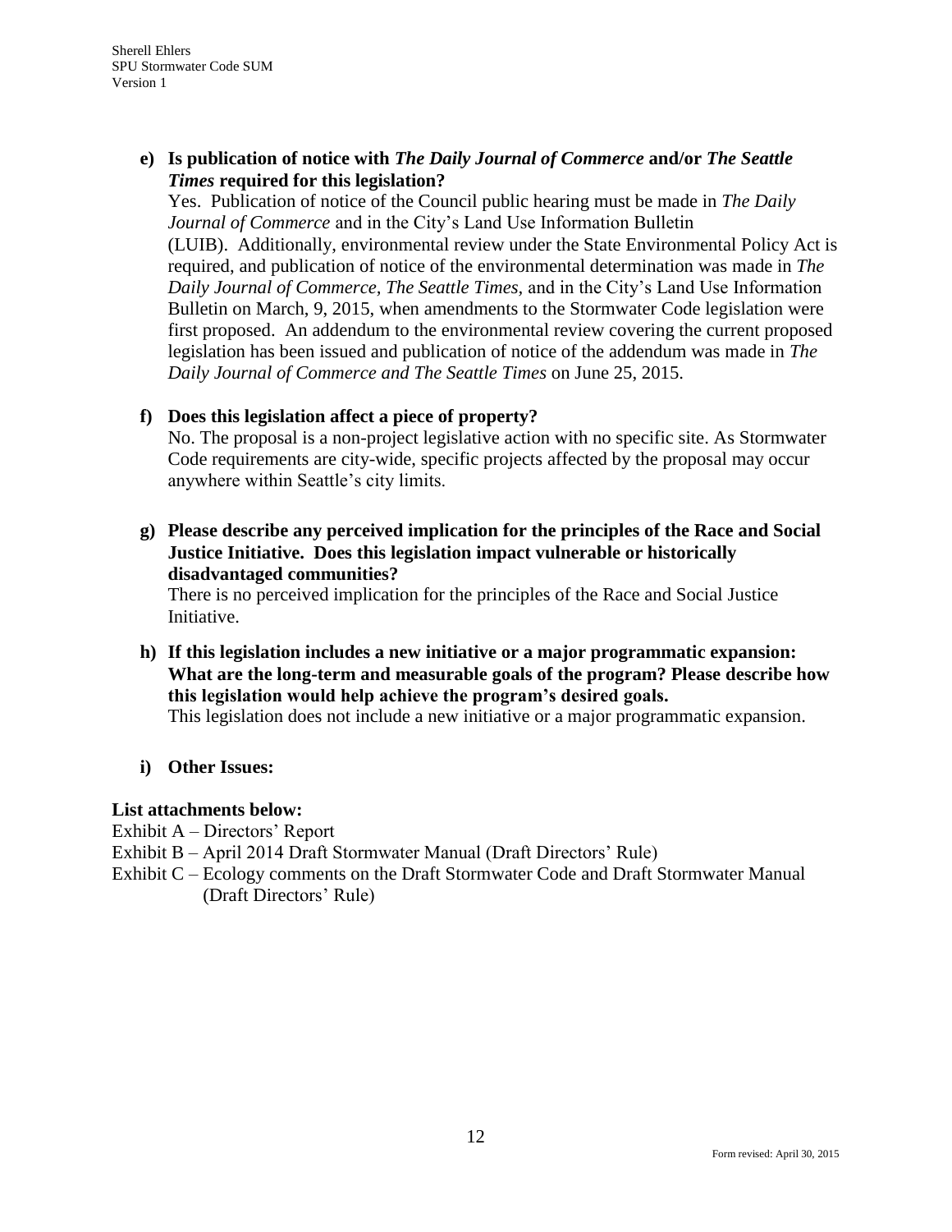**e) Is publication of notice with *The Daily Journal of Commerce* and/or *The Seattle Times* required for this legislation?**

Yes. Publication of notice of the Council public hearing must be made in *The Daily Journal of Commerce* and in the City's Land Use Information Bulletin (LUIB). Additionally, environmental review under the State Environmental Policy Act is required, and publication of notice of the environmental determination was made in *The Daily Journal of Commerce*, *The Seattle Times*, and in the City's Land Use Information Bulletin on March, 9, 2015, when amendments to the Stormwater Code legislation were first proposed. An addendum to the environmental review covering the current proposed legislation has been issued and publication of notice of the addendum was made in *The Daily Journal of Commerce and The Seattle Times* on June 25, 2015.

**f) Does this legislation affect a piece of property?**

No. The proposal is a non-project legislative action with no specific site. As Stormwater Code requirements are city-wide, specific projects affected by the proposal may occur anywhere within Seattle's city limits.

**g) Please describe any perceived implication for the principles of the Race and Social Justice Initiative. Does this legislation impact vulnerable or historically disadvantaged communities?**

There is no perceived implication for the principles of the Race and Social Justice Initiative.

**h) If this legislation includes a new initiative or a major programmatic expansion: What are the long-term and measurable goals of the program? Please describe how this legislation would help achieve the program's desired goals.**

This legislation does not include a new initiative or a major programmatic expansion.

**i) Other Issues:**

**List attachments below:**

Exhibit A – Directors' Report

Exhibit B – April 2014 Draft Stormwater Manual (Draft Directors' Rule)

Exhibit C – Ecology comments on the Draft Stormwater Code and Draft Stormwater Manual (Draft Directors' Rule)